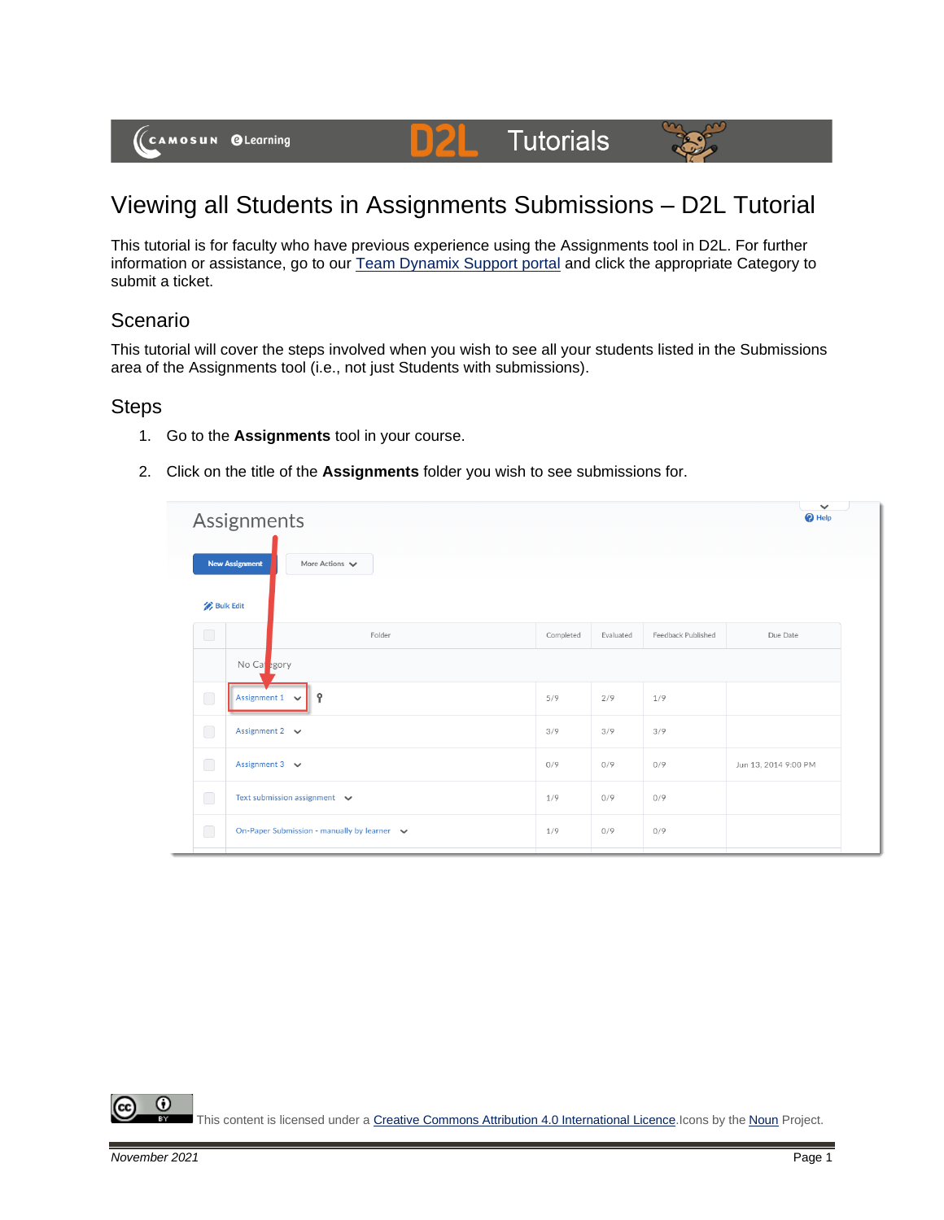# Viewing all Students in Assignments Submissions – D2L Tutorial

This tutorial is for faculty who have previous experience using the Assignments tool in D2L. For further information or assistance, go to our Team Dynamix Support portal and click the appropriate Category to submit a ticket.

## Scenario

This tutorial will cover the steps involved when you wish to see all your students listed in the Submissions area of the Assignments tool (i.e., not just Students with submissions).

## Steps

1. Go to the **Assignments** tool in your course.
2. Click on the title of the **Assignments** folder you wish to see submissions for.

This content is licensed under a Creative Commons Attribution 4.0 International Licence. Icons by the Noun Project.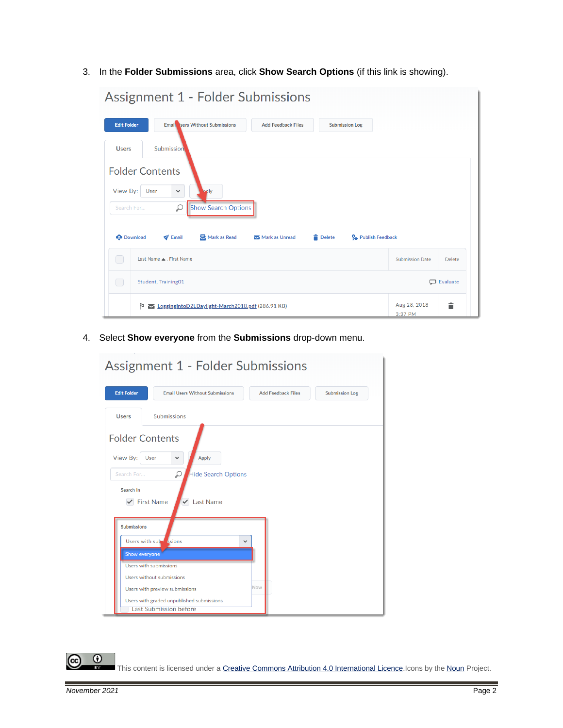3. In the **Folder Submissions** area, click **Show Search Options** (if this link is showing).

4. Select **Show everyone** from the **Submissions** drop-down menu.

This content is licensed under a Creative Commons Attribution 4.0 International Licence. Icons by the Noun Project.

*November 2021*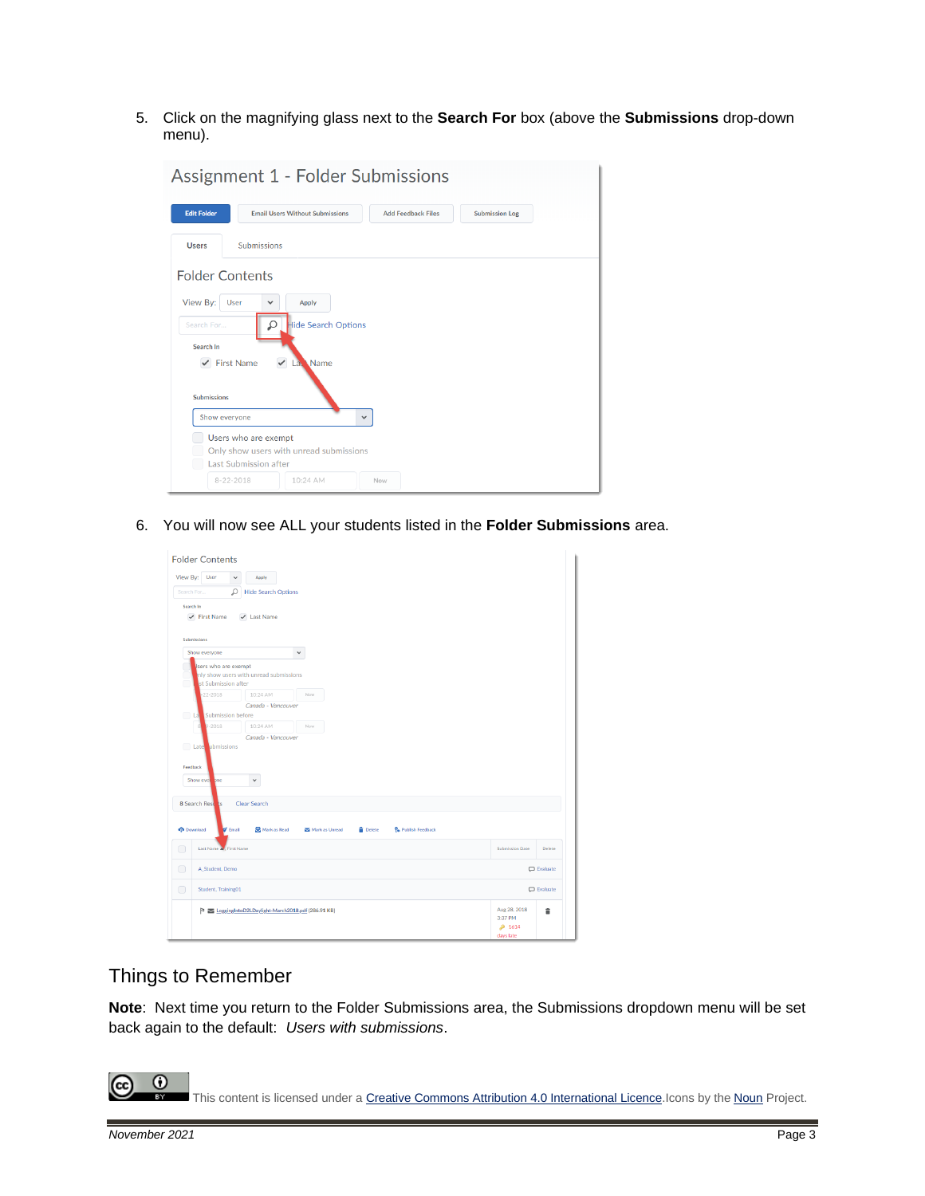5. Click on the magnifying glass next to the **Search For** box (above the **Submissions** drop-down menu).

6. You will now see ALL your students listed in the **Folder Submissions** area.

## Things to Remember

**Note**: Next time you return to the Folder Submissions area, the Submissions dropdown menu will be set back again to the default: *Users with submissions*.

This content is licensed under a Creative Commons Attribution 4.0 International Licence. Icons by the Noun Project.

*November 2021*